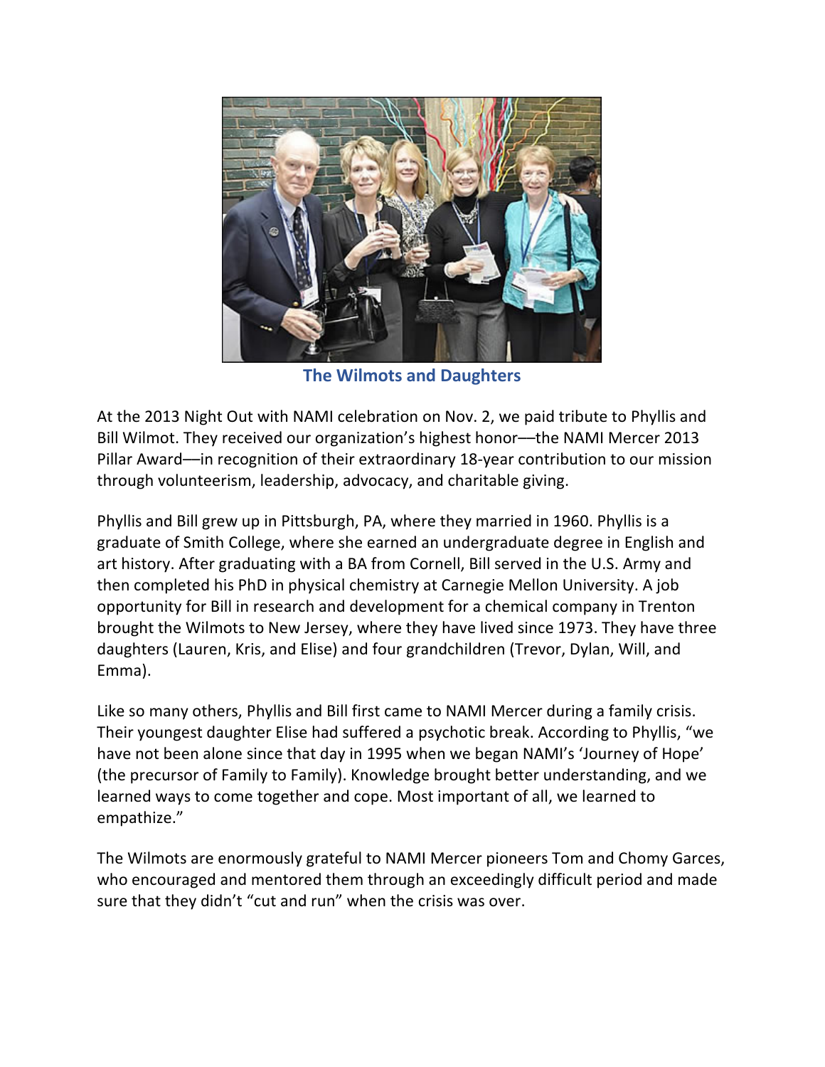**The Wilmots and Daughters**

At the 2013 Night Out with NAMI celebration on Nov. 2, we paid tribute to Phyllis and Bill Wilmot. They received our organization's highest honor—the NAMI Mercer 2013 Pillar Award—in recognition of their extraordinary 18-year contribution to our mission through volunteerism, leadership, advocacy, and charitable giving.

Phyllis and Bill grew up in Pittsburgh, PA, where they married in 1960. Phyllis is a graduate of Smith College, where she earned an undergraduate degree in English and art history. After graduating with a BA from Cornell, Bill served in the U.S. Army and then completed his PhD in physical chemistry at Carnegie Mellon University. A job opportunity for Bill in research and development for a chemical company in Trenton brought the Wilmots to New Jersey, where they have lived since 1973. They have three daughters (Lauren, Kris, and Elise) and four grandchildren (Trevor, Dylan, Will, and Emma).

Like so many others, Phyllis and Bill first came to NAMI Mercer during a family crisis. Their youngest daughter Elise had suffered a psychotic break. According to Phyllis, "we have not been alone since that day in 1995 when we began NAMI's 'Journey of Hope' (the precursor of Family to Family). Knowledge brought better understanding, and we learned ways to come together and cope. Most important of all, we learned to empathize."

The Wilmots are enormously grateful to NAMI Mercer pioneers Tom and Chomy Garces, who encouraged and mentored them through an exceedingly difficult period and made sure that they didn't "cut and run" when the crisis was over.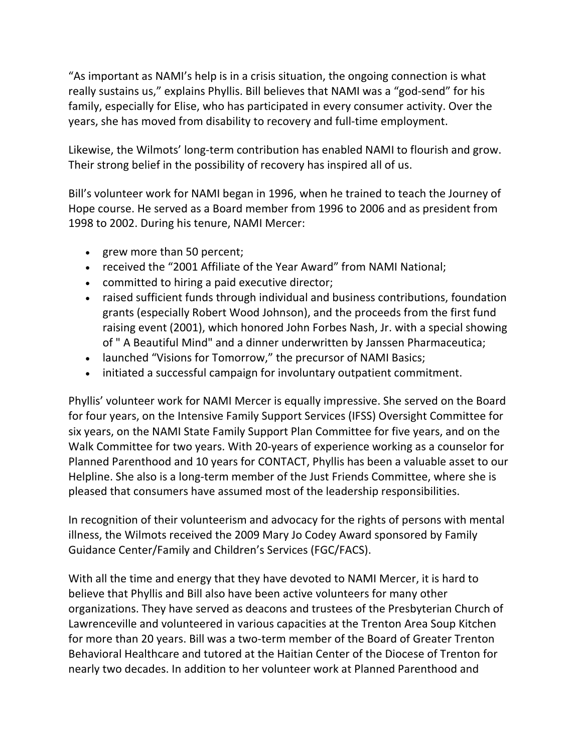“As important as NAMI’s help is in a crisis situation, the ongoing connection is what really sustains us,” explains Phyllis. Bill believes that NAMI was a “god-send” for his family, especially for Elise, who has participated in every consumer activity. Over the years, she has moved from disability to recovery and full-time employment.

Likewise, the Wilmots’ long-term contribution has enabled NAMI to flourish and grow. Their strong belief in the possibility of recovery has inspired all of us.

Bill’s volunteer work for NAMI began in 1996, when he trained to teach the Journey of Hope course. He served as a Board member from 1996 to 2006 and as president from 1998 to 2002. During his tenure, NAMI Mercer:

- grew more than 50 percent;
- received the “2001 Affiliate of the Year Award” from NAMI National;
- committed to hiring a paid executive director;
- raised sufficient funds through individual and business contributions, foundation grants (especially Robert Wood Johnson), and the proceeds from the first fund raising event (2001), which honored John Forbes Nash, Jr. with a special showing of " A Beautiful Mind" and a dinner underwritten by Janssen Pharmaceutica;
- launched “Visions for Tomorrow,” the precursor of NAMI Basics;
- initiated a successful campaign for involuntary outpatient commitment.

Phyllis’ volunteer work for NAMI Mercer is equally impressive. She served on the Board for four years, on the Intensive Family Support Services (IFSS) Oversight Committee for six years, on the NAMI State Family Support Plan Committee for five years, and on the Walk Committee for two years. With 20-years of experience working as a counselor for Planned Parenthood and 10 years for CONTACT, Phyllis has been a valuable asset to our Helpline. She also is a long-term member of the Just Friends Committee, where she is pleased that consumers have assumed most of the leadership responsibilities.

In recognition of their volunteerism and advocacy for the rights of persons with mental illness, the Wilmots received the 2009 Mary Jo Codey Award sponsored by Family Guidance Center/Family and Children’s Services (FGC/FACS).

With all the time and energy that they have devoted to NAMI Mercer, it is hard to believe that Phyllis and Bill also have been active volunteers for many other organizations. They have served as deacons and trustees of the Presbyterian Church of Lawrenceville and volunteered in various capacities at the Trenton Area Soup Kitchen for more than 20 years. Bill was a two-term member of the Board of Greater Trenton Behavioral Healthcare and tutored at the Haitian Center of the Diocese of Trenton for nearly two decades. In addition to her volunteer work at Planned Parenthood and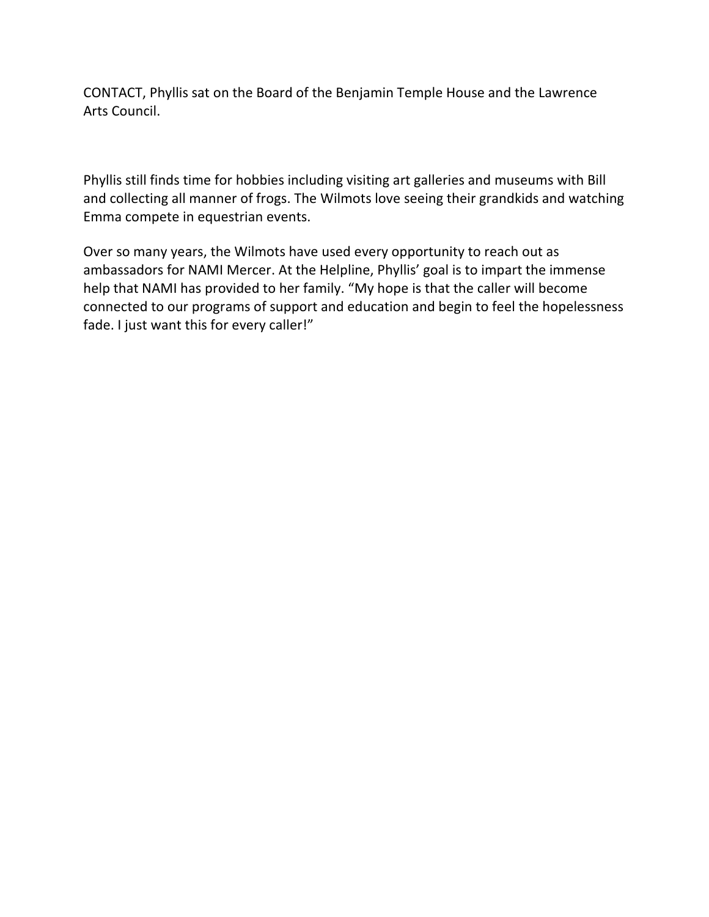CONTACT, Phyllis sat on the Board of the Benjamin Temple House and the Lawrence Arts Council.

Phyllis still finds time for hobbies including visiting art galleries and museums with Bill and collecting all manner of frogs. The Wilmots love seeing their grandkids and watching Emma compete in equestrian events.

Over so many years, the Wilmots have used every opportunity to reach out as ambassadors for NAMI Mercer. At the Helpline, Phyllis' goal is to impart the immense help that NAMI has provided to her family. "My hope is that the caller will become connected to our programs of support and education and begin to feel the hopelessness fade. I just want this for every caller!"